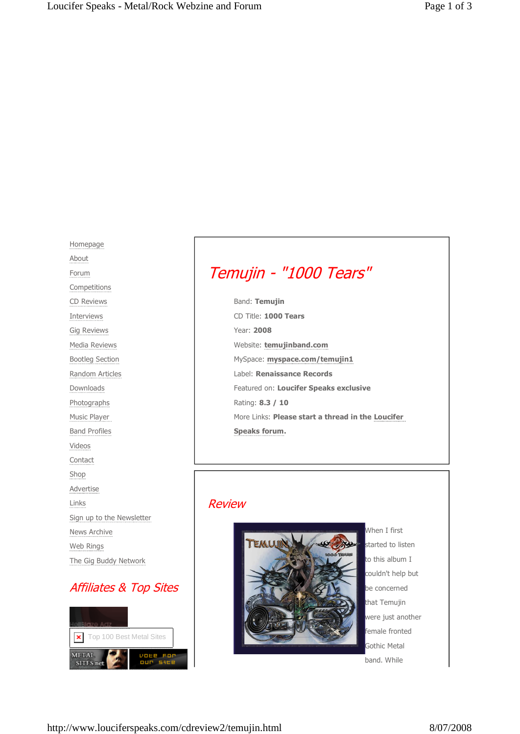- Homepage
- About
- Forum
- Competitions
- CD Reviews
- Interviews
- Gig Reviews
- Media Reviews
- Bootleg Section
- Random Articles
- Downloads
- Photographs
- Music Player
- Band Profiles
- Videos
- Contact
- Shop
- Advertise
- Links
- Sign up to the Newsletter
- News Archive
- Web Rings
- The Gig Buddy Network

## Affiliates & Top Sites

Top 100 Best Metal Sites

# Temujin - "1000 Tears"

Band: **Temujin**

CD Title: **1000 Tears**

Year: **2008**

Website: **temujinband.com**

MySpace: **myspace.com/temujin1**

Label: **Renaissance Records**

Featured on: **Loucifer Speaks exclusive**

Rating: **8.3 / 10**

More Links: **Please start a thread in the Loucifer Speaks forum.**

## Review

When I first started to listen to this album I couldn't help but be concerned that Temujin were just another female fronted Gothic Metal band. While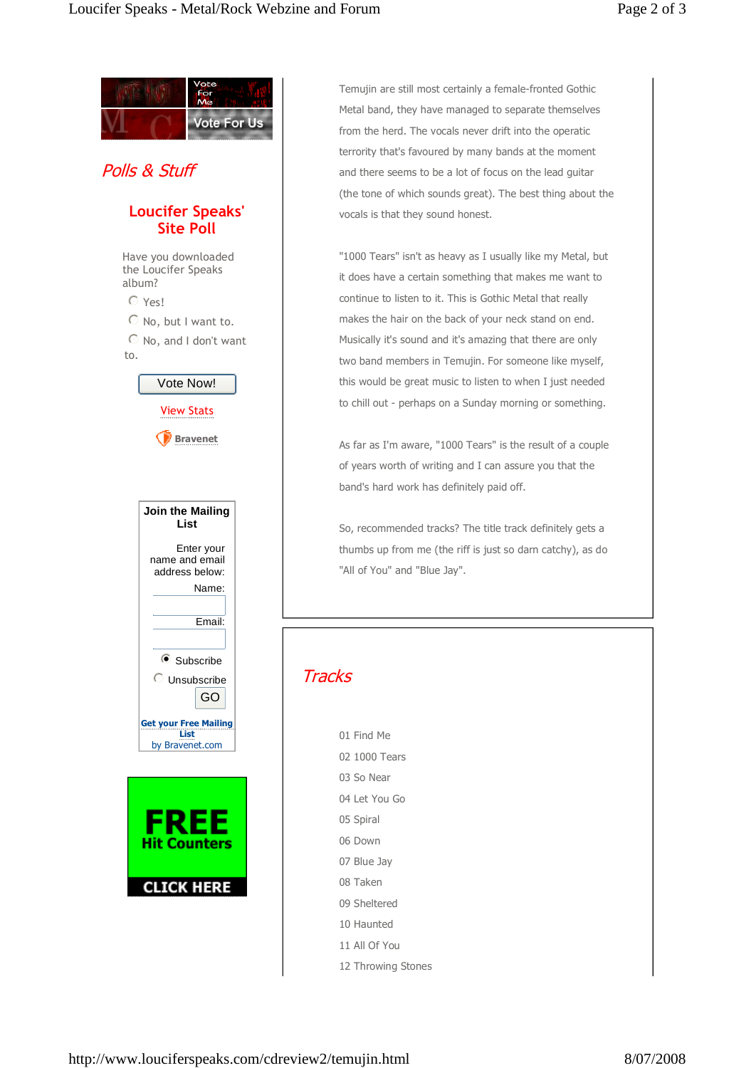Polls & Stuff

## Loucifer Speaks' Site Poll

Have you downloaded the Loucifer Speaks album?

- Yes!
- No, but I want to.
- No, and I don't want to.

Vote Now!

View Stats

Bravenet

**Join the Mailing List**

Enter your name and email address below:

Name:

Email:

- Subscribe
- Unsubscribe

GO

Get your Free Mailing List by Bravenet.com

FREE Hit Counters CLICK HERE

Temujin are still most certainly a female-fronted Gothic Metal band, they have managed to separate themselves from the herd. The vocals never drift into the operatic terrority that's favoured by many bands at the moment and there seems to be a lot of focus on the lead guitar (the tone of which sounds great). The best thing about the vocals is that they sound honest.

"1000 Tears" isn't as heavy as I usually like my Metal, but it does have a certain something that makes me want to continue to listen to it. This is Gothic Metal that really makes the hair on the back of your neck stand on end. Musically it's sound and it's amazing that there are only two band members in Temujin. For someone like myself, this would be great music to listen to when I just needed to chill out - perhaps on a Sunday morning or something.

As far as I'm aware, "1000 Tears" is the result of a couple of years worth of writing and I can assure you that the band's hard work has definitely paid off.

So, recommended tracks? The title track definitely gets a thumbs up from me (the riff is just so darn catchy), as do "All of You" and "Blue Jay".

## Tracks

01 Find Me
02 1000 Tears
03 So Near
04 Let You Go
05 Spiral
06 Down
07 Blue Jay
08 Taken
09 Sheltered
10 Haunted
11 All Of You
12 Throwing Stones